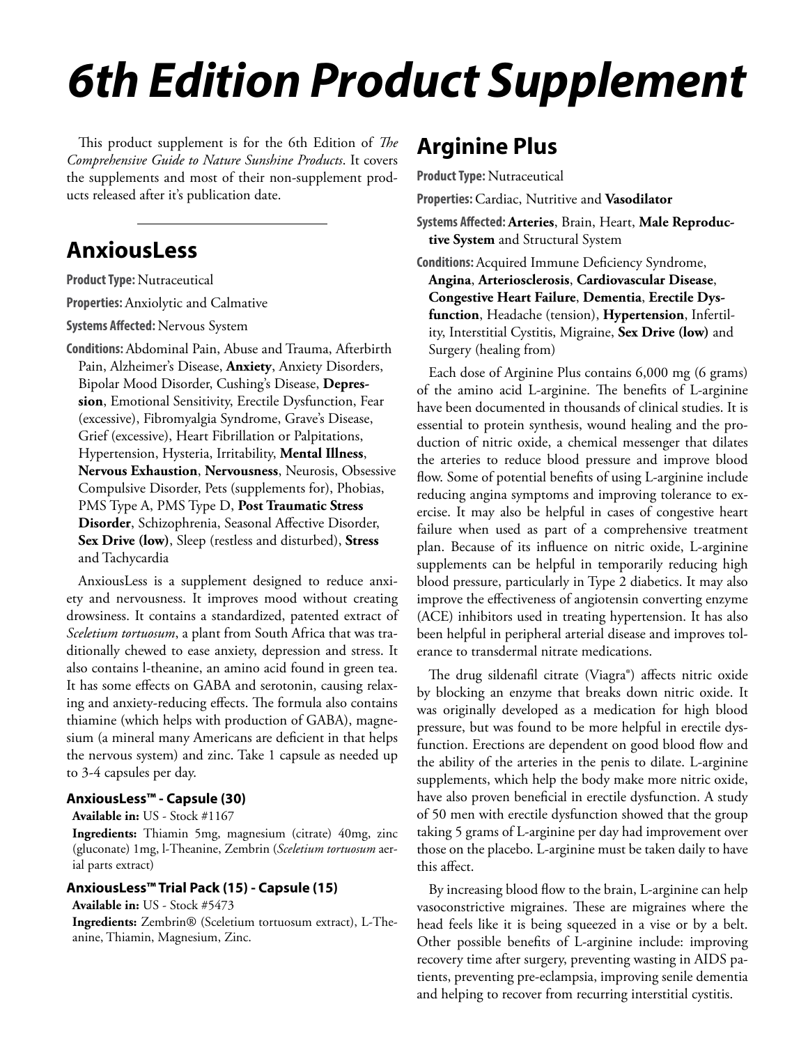# 6th Edition Product Supplement

This product supplement is for the 6th Edition of *The Comprehensive Guide to Nature Sunshine Products*. It covers the supplements and most of their non-supplement products released after it's publication date.

---

## AnxiousLess

**Product Type:** Nutraceutical

**Properties:** Anxiolytic and Calmative

**Systems Affected:** Nervous System

**Conditions:** Abdominal Pain, Abuse and Trauma, Afterbirth Pain, Alzheimer's Disease, **Anxiety**, Anxiety Disorders, Bipolar Mood Disorder, Cushing's Disease, **Depression**, Emotional Sensitivity, Erectile Dysfunction, Fear (excessive), Fibromyalgia Syndrome, Grave's Disease, Grief (excessive), Heart Fibrillation or Palpitations, Hypertension, Hysteria, Irritability, **Mental Illness**, **Nervous Exhaustion**, **Nervousness**, Neurosis, Obsessive Compulsive Disorder, Pets (supplements for), Phobias, PMS Type A, PMS Type D, **Post Traumatic Stress Disorder**, Schizophrenia, Seasonal Affective Disorder, **Sex Drive (low)**, Sleep (restless and disturbed), **Stress** and Tachycardia

AnxiousLess is a supplement designed to reduce anxiety and nervousness. It improves mood without creating drowsiness. It contains a standardized, patented extract of *Sceletium tortuosum*, a plant from South Africa that was traditionally chewed to ease anxiety, depression and stress. It also contains l-theanine, an amino acid found in green tea. It has some effects on GABA and serotonin, causing relaxing and anxiety-reducing effects. The formula also contains thiamine (which helps with production of GABA), magnesium (a mineral many Americans are deficient in that helps the nervous system) and zinc. Take 1 capsule as needed up to 3-4 capsules per day.

#### AnxiousLess™ - Capsule (30)

**Available in:** US - Stock #1167

**Ingredients:** Thiamin 5mg, magnesium (citrate) 40mg, zinc (gluconate) 1mg, l-Theanine, Zembrin (*Sceletium tortuosum* aerial parts extract)

#### AnxiousLess™ Trial Pack (15) - Capsule (15)

**Available in:** US - Stock #5473

**Ingredients:** Zembrin® (Sceletium tortuosum extract), L-Theanine, Thiamin, Magnesium, Zinc.

## Arginine Plus

**Product Type:** Nutraceutical

**Properties:** Cardiac, Nutritive and **Vasodilator**

**Systems Affected:** **Arteries**, Brain, Heart, **Male Reproductive System** and Structural System

**Conditions:** Acquired Immune Deficiency Syndrome, **Angina**, **Arteriosclerosis**, **Cardiovascular Disease**, **Congestive Heart Failure**, **Dementia**, **Erectile Dysfunction**, Headache (tension), **Hypertension**, Infertility, Interstitial Cystitis, Migraine, **Sex Drive (low)** and Surgery (healing from)

Each dose of Arginine Plus contains 6,000 mg (6 grams) of the amino acid L-arginine. The benefits of L-arginine have been documented in thousands of clinical studies. It is essential to protein synthesis, wound healing and the production of nitric oxide, a chemical messenger that dilates the arteries to reduce blood pressure and improve blood flow. Some of potential benefits of using L-arginine include reducing angina symptoms and improving tolerance to exercise. It may also be helpful in cases of congestive heart failure when used as part of a comprehensive treatment plan. Because of its influence on nitric oxide, L-arginine supplements can be helpful in temporarily reducing high blood pressure, particularly in Type 2 diabetics. It may also improve the effectiveness of angiotensin converting enzyme (ACE) inhibitors used in treating hypertension. It has also been helpful in peripheral arterial disease and improves tolerance to transdermal nitrate medications.

The drug sildenafil citrate (Viagra®) affects nitric oxide by blocking an enzyme that breaks down nitric oxide. It was originally developed as a medication for high blood pressure, but was found to be more helpful in erectile dysfunction. Erections are dependent on good blood flow and the ability of the arteries in the penis to dilate. L-arginine supplements, which help the body make more nitric oxide, have also proven beneficial in erectile dysfunction. A study of 50 men with erectile dysfunction showed that the group taking 5 grams of L-arginine per day had improvement over those on the placebo. L-arginine must be taken daily to have this affect.

By increasing blood flow to the brain, L-arginine can help vasoconstrictive migraines. These are migraines where the head feels like it is being squeezed in a vise or by a belt. Other possible benefits of L-arginine include: improving recovery time after surgery, preventing wasting in AIDS patients, preventing pre-eclampsia, improving senile dementia and helping to recover from recurring interstitial cystitis.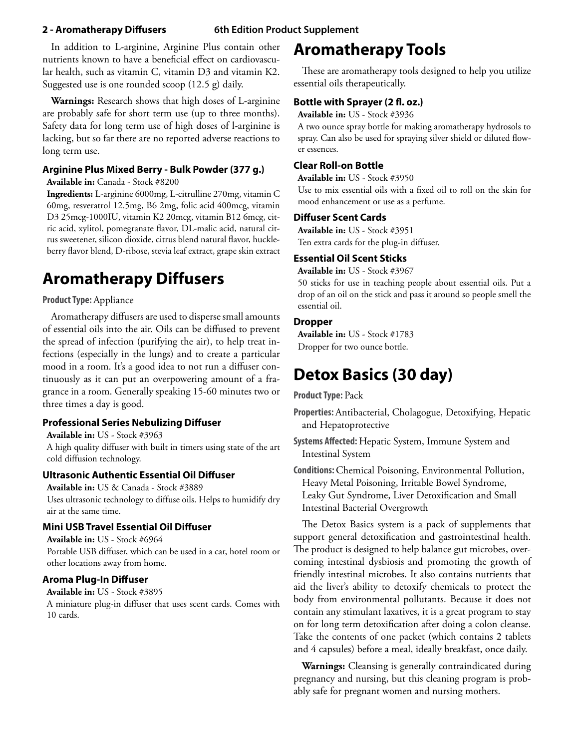In addition to L-arginine, Arginine Plus contain other nutrients known to have a beneficial effect on cardiovascular health, such as vitamin C, vitamin D3 and vitamin K2. Suggested use is one rounded scoop (12.5 g) daily.

**Warnings:** Research shows that high doses of L-arginine are probably safe for short term use (up to three months). Safety data for long term use of high doses of l-arginine is lacking, but so far there are no reported adverse reactions to long term use.

### Arginine Plus Mixed Berry - Bulk Powder (377 g.)

**Available in:** Canada - Stock #8200

**Ingredients:** L-arginine 6000mg, L-citrulline 270mg, vitamin C 60mg, resveratrol 12.5mg, B6 2mg, folic acid 400mcg, vitamin D3 25mcg-1000IU, vitamin K2 20mcg, vitamin B12 6mcg, citric acid, xylitol, pomegranate flavor, DL-malic acid, natural citrus sweetener, silicon dioxide, citrus blend natural flavor, huckleberry flavor blend, D-ribose, stevia leaf extract, grape skin extract

# Aromatherapy Diffusers

**Product Type:** Appliance

Aromatherapy diffusers are used to disperse small amounts of essential oils into the air. Oils can be diffused to prevent the spread of infection (purifying the air), to help treat infections (especially in the lungs) and to create a particular mood in a room. It's a good idea to not run a diffuser continuously as it can put an overpowering amount of a fragrance in a room. Generally speaking 15-60 minutes two or three times a day is good.

### Professional Series Nebulizing Diffuser

**Available in:** US - Stock #3963

A high quality diffuser with built in timers using state of the art cold diffusion technology.

### Ultrasonic Authentic Essential Oil Diffuser

**Available in:** US & Canada - Stock #3889

Uses ultrasonic technology to diffuse oils. Helps to humidify dry air at the same time.

### Mini USB Travel Essential Oil Diffuser

**Available in:** US - Stock #6964

Portable USB diffuser, which can be used in a car, hotel room or other locations away from home.

### Aroma Plug-In Diffuser

**Available in:** US - Stock #3895

A miniature plug-in diffuser that uses scent cards. Comes with 10 cards.

# Aromatherapy Tools

These are aromatherapy tools designed to help you utilize essential oils therapeutically.

### Bottle with Sprayer (2 fl. oz.)

**Available in:** US - Stock #3936

A two ounce spray bottle for making aromatherapy hydrosols to spray. Can also be used for spraying silver shield or diluted flower essences.

### Clear Roll-on Bottle

**Available in:** US - Stock #3950

Use to mix essential oils with a fixed oil to roll on the skin for mood enhancement or use as a perfume.

### Diffuser Scent Cards

**Available in:** US - Stock #3951

Ten extra cards for the plug-in diffuser.

### Essential Oil Scent Sticks

**Available in:** US - Stock #3967

50 sticks for use in teaching people about essential oils. Put a drop of an oil on the stick and pass it around so people smell the essential oil.

### Dropper

**Available in:** US - Stock #1783

Dropper for two ounce bottle.

# Detox Basics (30 day)

**Product Type:** Pack

**Properties:** Antibacterial, Cholagogue, Detoxifying, Hepatic and Hepatoprotective

**Systems Affected:** Hepatic System, Immune System and Intestinal System

**Conditions:** Chemical Poisoning, Environmental Pollution, Heavy Metal Poisoning, Irritable Bowel Syndrome, Leaky Gut Syndrome, Liver Detoxification and Small Intestinal Bacterial Overgrowth

The Detox Basics system is a pack of supplements that support general detoxification and gastrointestinal health. The product is designed to help balance gut microbes, overcoming intestinal dysbiosis and promoting the growth of friendly intestinal microbes. It also contains nutrients that aid the liver's ability to detoxify chemicals to protect the body from environmental pollutants. Because it does not contain any stimulant laxatives, it is a great program to stay on for long term detoxification after doing a colon cleanse. Take the contents of one packet (which contains 2 tablets and 4 capsules) before a meal, ideally breakfast, once daily.

**Warnings:** Cleansing is generally contraindicated during pregnancy and nursing, but this cleaning program is probably safe for pregnant women and nursing mothers.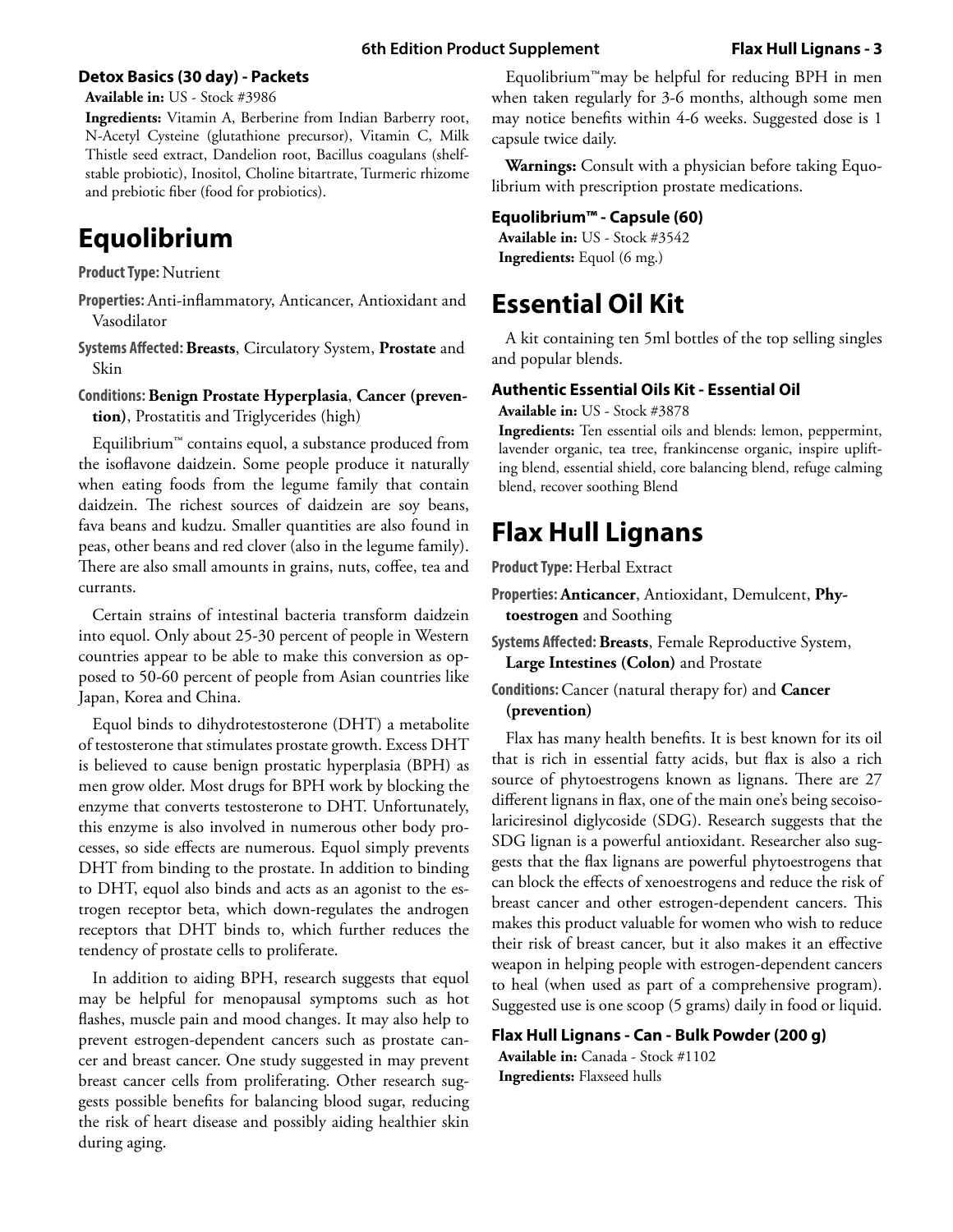#### Detox Basics (30 day) - Packets

**Available in:** US - Stock #3986

**Ingredients:** Vitamin A, Berberine from Indian Barberry root, N-Acetyl Cysteine (glutathione precursor), Vitamin C, Milk Thistle seed extract, Dandelion root, Bacillus coagulans (shelf-stable probiotic), Inositol, Choline bitartrate, Turmeric rhizome and prebiotic fiber (food for probiotics).

# Equolibrium

**Product Type:** Nutrient

**Properties:** Anti-inflammatory, Anticancer, Antioxidant and Vasodilator

**Systems Affected:** **Breasts**, Circulatory System, **Prostate** and Skin

**Conditions:** **Benign Prostate Hyperplasia**, **Cancer (prevention)**, Prostatitis and Triglycerides (high)

Equilibrium™ contains equol, a substance produced from the isoflavone daidzein. Some people produce it naturally when eating foods from the legume family that contain daidzein. The richest sources of daidzein are soy beans, fava beans and kudzu. Smaller quantities are also found in peas, other beans and red clover (also in the legume family). There are also small amounts in grains, nuts, coffee, tea and currants.

Certain strains of intestinal bacteria transform daidzein into equol. Only about 25-30 percent of people in Western countries appear to be able to make this conversion as opposed to 50-60 percent of people from Asian countries like Japan, Korea and China.

Equol binds to dihydrotestosterone (DHT) a metabolite of testosterone that stimulates prostate growth. Excess DHT is believed to cause benign prostatic hyperplasia (BPH) as men grow older. Most drugs for BPH work by blocking the enzyme that converts testosterone to DHT. Unfortunately, this enzyme is also involved in numerous other body processes, so side effects are numerous. Equol simply prevents DHT from binding to the prostate. In addition to binding to DHT, equol also binds and acts as an agonist to the estrogen receptor beta, which down-regulates the androgen receptors that DHT binds to, which further reduces the tendency of prostate cells to proliferate.

In addition to aiding BPH, research suggests that equol may be helpful for menopausal symptoms such as hot flashes, muscle pain and mood changes. It may also help to prevent estrogen-dependent cancers such as prostate cancer and breast cancer. One study suggested in may prevent breast cancer cells from proliferating. Other research suggests possible benefits for balancing blood sugar, reducing the risk of heart disease and possibly aiding healthier skin during aging.

Equolibrium™may be helpful for reducing BPH in men when taken regularly for 3-6 months, although some men may notice benefits within 4-6 weeks. Suggested dose is 1 capsule twice daily.

**Warnings:** Consult with a physician before taking Equolibrium with prescription prostate medications.

#### Equolibrium™ - Capsule (60)

**Available in:** US - Stock #3542

**Ingredients:** Equol (6 mg.)

# Essential Oil Kit

A kit containing ten 5ml bottles of the top selling singles and popular blends.

#### Authentic Essential Oils Kit - Essential Oil

**Available in:** US - Stock #3878

**Ingredients:** Ten essential oils and blends: lemon, peppermint, lavender organic, tea tree, frankincense organic, inspire uplifting blend, essential shield, core balancing blend, refuge calming blend, recover soothing Blend

# Flax Hull Lignans

**Product Type:** Herbal Extract

**Properties:** **Anticancer**, Antioxidant, Demulcent, **Phytoestrogen** and Soothing

**Systems Affected:** **Breasts**, Female Reproductive System, **Large Intestines (Colon)** and Prostate

**Conditions:** Cancer (natural therapy for) and **Cancer (prevention)**

Flax has many health benefits. It is best known for its oil that is rich in essential fatty acids, but flax is also a rich source of phytoestrogens known as lignans. There are 27 different lignans in flax, one of the main one's being secoisolariciresinol diglycoside (SDG). Research suggests that the SDG lignan is a powerful antioxidant. Researcher also suggests that the flax lignans are powerful phytoestrogens that can block the effects of xenoestrogens and reduce the risk of breast cancer and other estrogen-dependent cancers. This makes this product valuable for women who wish to reduce their risk of breast cancer, but it also makes it an effective weapon in helping people with estrogen-dependent cancers to heal (when used as part of a comprehensive program). Suggested use is one scoop (5 grams) daily in food or liquid.

#### Flax Hull Lignans - Can - Bulk Powder (200 g)

**Available in:** Canada - Stock #1102

**Ingredients:** Flaxseed hulls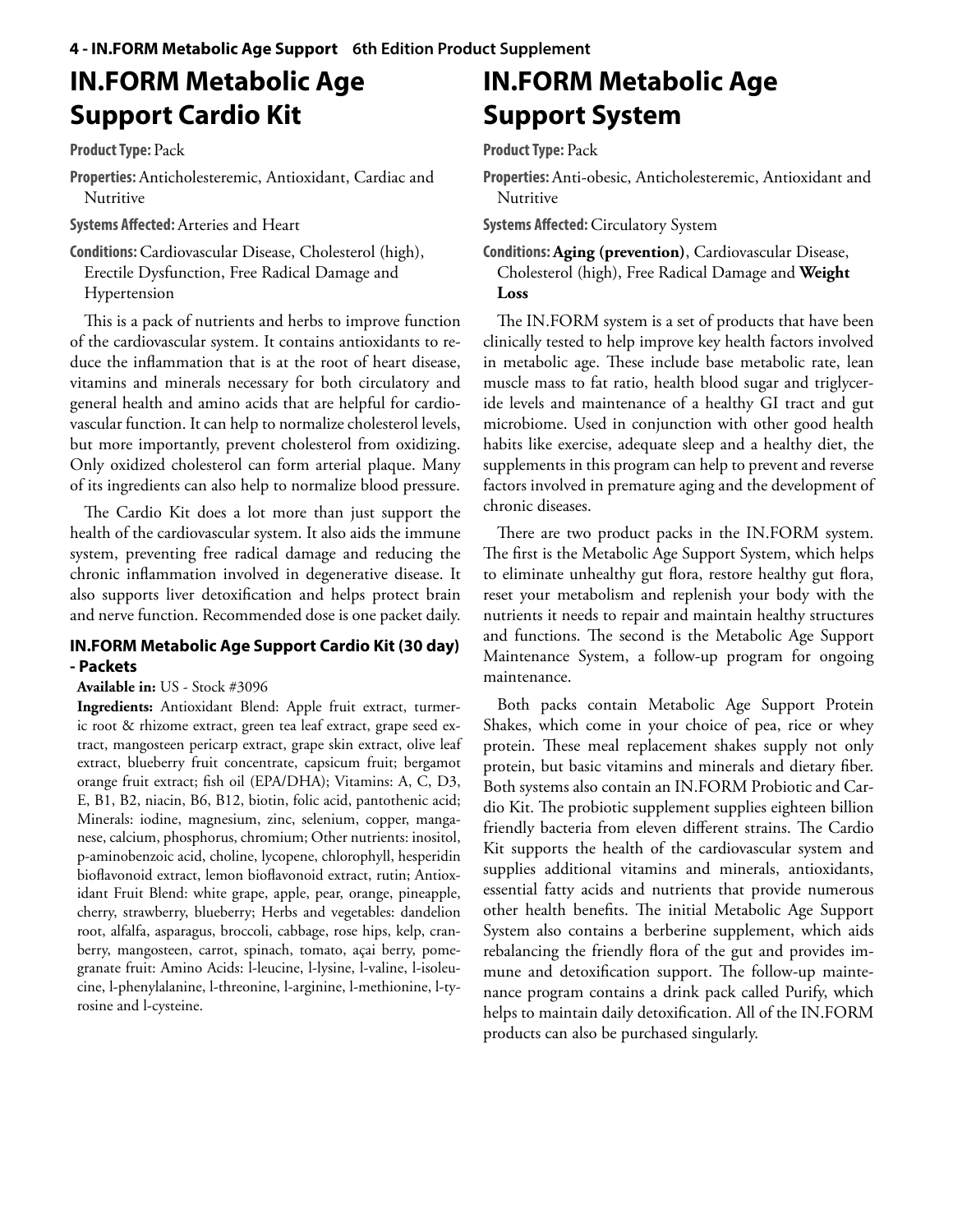# IN.FORM Metabolic Age Support Cardio Kit

**Product Type:** Pack

**Properties:** Anticholesteremic, Antioxidant, Cardiac and Nutritive

**Systems Affected:** Arteries and Heart

**Conditions:** Cardiovascular Disease, Cholesterol (high), Erectile Dysfunction, Free Radical Damage and Hypertension

This is a pack of nutrients and herbs to improve function of the cardiovascular system. It contains antioxidants to reduce the inflammation that is at the root of heart disease, vitamins and minerals necessary for both circulatory and general health and amino acids that are helpful for cardiovascular function. It can help to normalize cholesterol levels, but more importantly, prevent cholesterol from oxidizing. Only oxidized cholesterol can form arterial plaque. Many of its ingredients can also help to normalize blood pressure.

The Cardio Kit does a lot more than just support the health of the cardiovascular system. It also aids the immune system, preventing free radical damage and reducing the chronic inflammation involved in degenerative disease. It also supports liver detoxification and helps protect brain and nerve function. Recommended dose is one packet daily.

### IN.FORM Metabolic Age Support Cardio Kit (30 day) - Packets

**Available in:** US - Stock #3096

**Ingredients:** Antioxidant Blend: Apple fruit extract, turmeric root & rhizome extract, green tea leaf extract, grape seed extract, mangosteen pericarp extract, grape skin extract, olive leaf extract, blueberry fruit concentrate, capsicum fruit; bergamot orange fruit extract; fish oil (EPA/DHA); Vitamins: A, C, D3, E, B1, B2, niacin, B6, B12, biotin, folic acid, pantothenic acid; Minerals: iodine, magnesium, zinc, selenium, copper, manganese, calcium, phosphorus, chromium; Other nutrients: inositol, p-aminobenzoic acid, choline, lycopene, chlorophyll, hesperidin bioflavonoid extract, lemon bioflavonoid extract, rutin; Antioxidant Fruit Blend: white grape, apple, pear, orange, pineapple, cherry, strawberry, blueberry; Herbs and vegetables: dandelion root, alfalfa, asparagus, broccoli, cabbage, rose hips, kelp, cranberry, mangosteen, carrot, spinach, tomato, açai berry, pomegranate fruit: Amino Acids: l-leucine, l-lysine, l-valine, l-isoleucine, l-phenylalanine, l-threonine, l-arginine, l-methionine, l-tyrosine and l-cysteine.

# IN.FORM Metabolic Age Support System

**Product Type:** Pack

**Properties:** Anti-obesic, Anticholesteremic, Antioxidant and Nutritive

**Systems Affected:** Circulatory System

**Conditions:** **Aging (prevention)**, Cardiovascular Disease, Cholesterol (high), Free Radical Damage and **Weight Loss**

The IN.FORM system is a set of products that have been clinically tested to help improve key health factors involved in metabolic age. These include base metabolic rate, lean muscle mass to fat ratio, health blood sugar and triglyceride levels and maintenance of a healthy GI tract and gut microbiome. Used in conjunction with other good health habits like exercise, adequate sleep and a healthy diet, the supplements in this program can help to prevent and reverse factors involved in premature aging and the development of chronic diseases.

There are two product packs in the IN.FORM system. The first is the Metabolic Age Support System, which helps to eliminate unhealthy gut flora, restore healthy gut flora, reset your metabolism and replenish your body with the nutrients it needs to repair and maintain healthy structures and functions. The second is the Metabolic Age Support Maintenance System, a follow-up program for ongoing maintenance.

Both packs contain Metabolic Age Support Protein Shakes, which come in your choice of pea, rice or whey protein. These meal replacement shakes supply not only protein, but basic vitamins and minerals and dietary fiber. Both systems also contain an IN.FORM Probiotic and Cardio Kit. The probiotic supplement supplies eighteen billion friendly bacteria from eleven different strains. The Cardio Kit supports the health of the cardiovascular system and supplies additional vitamins and minerals, antioxidants, essential fatty acids and nutrients that provide numerous other health benefits. The initial Metabolic Age Support System also contains a berberine supplement, which aids rebalancing the friendly flora of the gut and provides immune and detoxification support. The follow-up maintenance program contains a drink pack called Purify, which helps to maintain daily detoxification. All of the IN.FORM products can also be purchased singularly.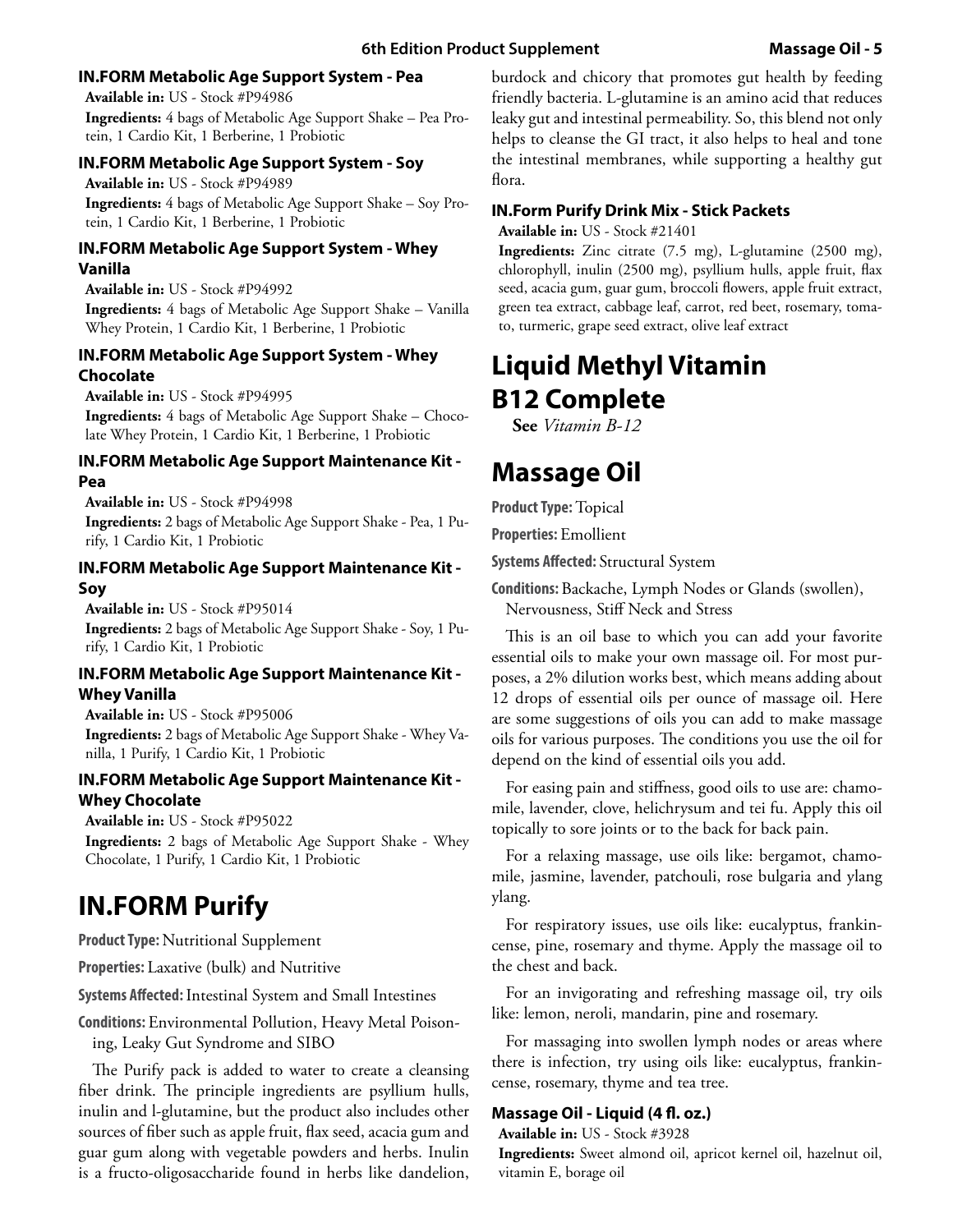### IN.FORM Metabolic Age Support System - Pea

**Available in:** US - Stock #P94986

**Ingredients:** 4 bags of Metabolic Age Support Shake – Pea Protein, 1 Cardio Kit, 1 Berberine, 1 Probiotic

### IN.FORM Metabolic Age Support System - Soy

**Available in:** US - Stock #P94989

**Ingredients:** 4 bags of Metabolic Age Support Shake – Soy Protein, 1 Cardio Kit, 1 Berberine, 1 Probiotic

### IN.FORM Metabolic Age Support System - Whey Vanilla

**Available in:** US - Stock #P94992

**Ingredients:** 4 bags of Metabolic Age Support Shake – Vanilla Whey Protein, 1 Cardio Kit, 1 Berberine, 1 Probiotic

### IN.FORM Metabolic Age Support System - Whey Chocolate

**Available in:** US - Stock #P94995

**Ingredients:** 4 bags of Metabolic Age Support Shake – Chocolate Whey Protein, 1 Cardio Kit, 1 Berberine, 1 Probiotic

### IN.FORM Metabolic Age Support Maintenance Kit - Pea

**Available in:** US - Stock #P94998

**Ingredients:** 2 bags of Metabolic Age Support Shake - Pea, 1 Purify, 1 Cardio Kit, 1 Probiotic

### IN.FORM Metabolic Age Support Maintenance Kit - Soy

**Available in:** US - Stock #P95014

**Ingredients:** 2 bags of Metabolic Age Support Shake - Soy, 1 Purify, 1 Cardio Kit, 1 Probiotic

### IN.FORM Metabolic Age Support Maintenance Kit - Whey Vanilla

**Available in:** US - Stock #P95006

**Ingredients:** 2 bags of Metabolic Age Support Shake - Whey Vanilla, 1 Purify, 1 Cardio Kit, 1 Probiotic

### IN.FORM Metabolic Age Support Maintenance Kit - Whey Chocolate

**Available in:** US - Stock #P95022

**Ingredients:** 2 bags of Metabolic Age Support Shake - Whey Chocolate, 1 Purify, 1 Cardio Kit, 1 Probiotic

## IN.FORM Purify

**Product Type:** Nutritional Supplement

**Properties:** Laxative (bulk) and Nutritive

**Systems Affected:** Intestinal System and Small Intestines

**Conditions:** Environmental Pollution, Heavy Metal Poisoning, Leaky Gut Syndrome and SIBO

The Purify pack is added to water to create a cleansing fiber drink. The principle ingredients are psyllium hulls, inulin and l-glutamine, but the product also includes other sources of fiber such as apple fruit, flax seed, acacia gum and guar gum along with vegetable powders and herbs. Inulin is a fructo-oligosaccharide found in herbs like dandelion, burdock and chicory that promotes gut health by feeding friendly bacteria. L-glutamine is an amino acid that reduces leaky gut and intestinal permeability. So, this blend not only helps to cleanse the GI tract, it also helps to heal and tone the intestinal membranes, while supporting a healthy gut flora.

### IN.Form Purify Drink Mix - Stick Packets

**Available in:** US - Stock #21401

**Ingredients:** Zinc citrate (7.5 mg), L-glutamine (2500 mg), chlorophyll, inulin (2500 mg), psyllium hulls, apple fruit, flax seed, acacia gum, guar gum, broccoli flowers, apple fruit extract, green tea extract, cabbage leaf, carrot, red beet, rosemary, tomato, turmeric, grape seed extract, olive leaf extract

## Liquid Methyl Vitamin B12 Complete

**See** *Vitamin B-12*

## Massage Oil

**Product Type:** Topical

**Properties:** Emollient

**Systems Affected:** Structural System

**Conditions:** Backache, Lymph Nodes or Glands (swollen), Nervousness, Stiff Neck and Stress

This is an oil base to which you can add your favorite essential oils to make your own massage oil. For most purposes, a 2% dilution works best, which means adding about 12 drops of essential oils per ounce of massage oil. Here are some suggestions of oils you can add to make massage oils for various purposes. The conditions you use the oil for depend on the kind of essential oils you add.

For easing pain and stiffness, good oils to use are: chamomile, lavender, clove, helichrysum and tei fu. Apply this oil topically to sore joints or to the back for back pain.

For a relaxing massage, use oils like: bergamot, chamomile, jasmine, lavender, patchouli, rose bulgaria and ylang ylang.

For respiratory issues, use oils like: eucalyptus, frankincense, pine, rosemary and thyme. Apply the massage oil to the chest and back.

For an invigorating and refreshing massage oil, try oils like: lemon, neroli, mandarin, pine and rosemary.

For massaging into swollen lymph nodes or areas where there is infection, try using oils like: eucalyptus, frankincense, rosemary, thyme and tea tree.

### Massage Oil - Liquid (4 fl. oz.)

**Available in:** US - Stock #3928

**Ingredients:** Sweet almond oil, apricot kernel oil, hazelnut oil, vitamin E, borage oil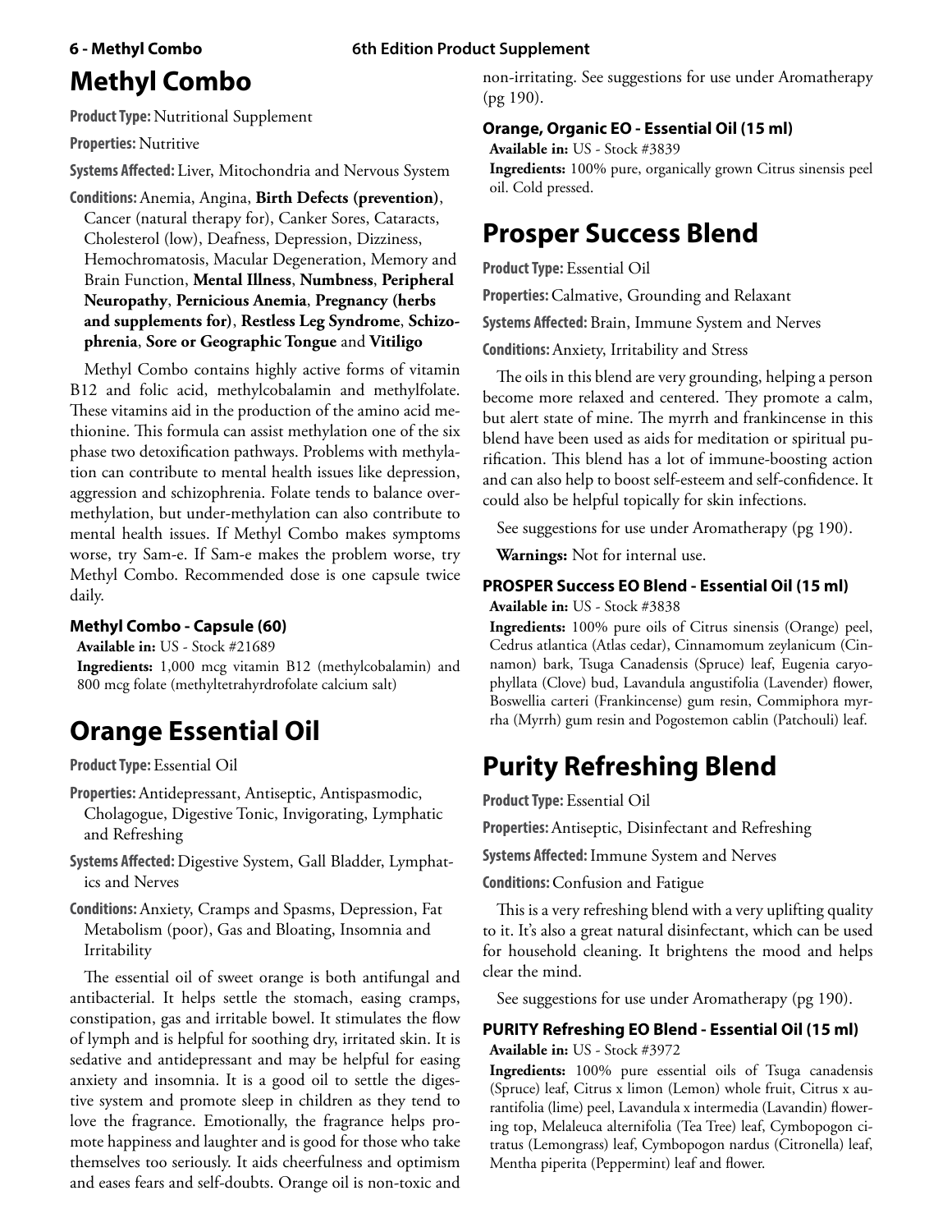# Methyl Combo

**Product Type:** Nutritional Supplement

**Properties:** Nutritive

**Systems Affected:** Liver, Mitochondria and Nervous System

**Conditions:** Anemia, Angina, **Birth Defects (prevention)**, Cancer (natural therapy for), Canker Sores, Cataracts, Cholesterol (low), Deafness, Depression, Dizziness, Hemochromatosis, Macular Degeneration, Memory and Brain Function, **Mental Illness**, **Numbness**, **Peripheral Neuropathy**, **Pernicious Anemia**, **Pregnancy (herbs and supplements for)**, **Restless Leg Syndrome**, **Schizophrenia**, **Sore or Geographic Tongue** and **Vitiligo**

Methyl Combo contains highly active forms of vitamin B12 and folic acid, methylcobalamin and methylfolate. These vitamins aid in the production of the amino acid methionine. This formula can assist methylation one of the six phase two detoxification pathways. Problems with methylation can contribute to mental health issues like depression, aggression and schizophrenia. Folate tends to balance over-methylation, but under-methylation can also contribute to mental health issues. If Methyl Combo makes symptoms worse, try Sam-e. If Sam-e makes the problem worse, try Methyl Combo. Recommended dose is one capsule twice daily.

### Methyl Combo - Capsule (60)

**Available in:** US - Stock #21689

**Ingredients:** 1,000 mcg vitamin B12 (methylcobalamin) and 800 mcg folate (methyltetrahyrdrofolate calcium salt)

# Orange Essential Oil

**Product Type:** Essential Oil

**Properties:** Antidepressant, Antiseptic, Antispasmodic, Cholagogue, Digestive Tonic, Invigorating, Lymphatic and Refreshing

**Systems Affected:** Digestive System, Gall Bladder, Lymphatics and Nerves

**Conditions:** Anxiety, Cramps and Spasms, Depression, Fat Metabolism (poor), Gas and Bloating, Insomnia and Irritability

The essential oil of sweet orange is both antifungal and antibacterial. It helps settle the stomach, easing cramps, constipation, gas and irritable bowel. It stimulates the flow of lymph and is helpful for soothing dry, irritated skin. It is sedative and antidepressant and may be helpful for easing anxiety and insomnia. It is a good oil to settle the digestive system and promote sleep in children as they tend to love the fragrance. Emotionally, the fragrance helps promote happiness and laughter and is good for those who take themselves too seriously. It aids cheerfulness and optimism and eases fears and self-doubts. Orange oil is non-toxic and non-irritating. See suggestions for use under Aromatherapy (pg 190).

### Orange, Organic EO - Essential Oil (15 ml)

**Available in:** US - Stock #3839

**Ingredients:** 100% pure, organically grown Citrus sinensis peel oil. Cold pressed.

# Prosper Success Blend

**Product Type:** Essential Oil

**Properties:** Calmative, Grounding and Relaxant

**Systems Affected:** Brain, Immune System and Nerves

**Conditions:** Anxiety, Irritability and Stress

The oils in this blend are very grounding, helping a person become more relaxed and centered. They promote a calm, but alert state of mine. The myrrh and frankincense in this blend have been used as aids for meditation or spiritual purification. This blend has a lot of immune-boosting action and can also help to boost self-esteem and self-confidence. It could also be helpful topically for skin infections.

See suggestions for use under Aromatherapy (pg 190).

**Warnings:** Not for internal use.

### PROSPER Success EO Blend - Essential Oil (15 ml)

**Available in:** US - Stock #3838

**Ingredients:** 100% pure oils of Citrus sinensis (Orange) peel, Cedrus atlantica (Atlas cedar), Cinnamomum zeylanicum (Cinnamon) bark, Tsuga Canadensis (Spruce) leaf, Eugenia caryophyllata (Clove) bud, Lavandula angustifolia (Lavender) flower, Boswellia carteri (Frankincense) gum resin, Commiphora myrrha (Myrrh) gum resin and Pogostemon cablin (Patchouli) leaf.

# Purity Refreshing Blend

**Product Type:** Essential Oil

**Properties:** Antiseptic, Disinfectant and Refreshing

**Systems Affected:** Immune System and Nerves

**Conditions:** Confusion and Fatigue

This is a very refreshing blend with a very uplifting quality to it. It's also a great natural disinfectant, which can be used for household cleaning. It brightens the mood and helps clear the mind.

See suggestions for use under Aromatherapy (pg 190).

### PURITY Refreshing EO Blend - Essential Oil (15 ml)

**Available in:** US - Stock #3972

**Ingredients:** 100% pure essential oils of Tsuga canadensis (Spruce) leaf, Citrus x limon (Lemon) whole fruit, Citrus x aurantifolia (lime) peel, Lavandula x intermedia (Lavandin) flowering top, Melaleuca alternifolia (Tea Tree) leaf, Cymbopogon citratus (Lemongrass) leaf, Cymbopogon nardus (Citronella) leaf, Mentha piperita (Peppermint) leaf and flower.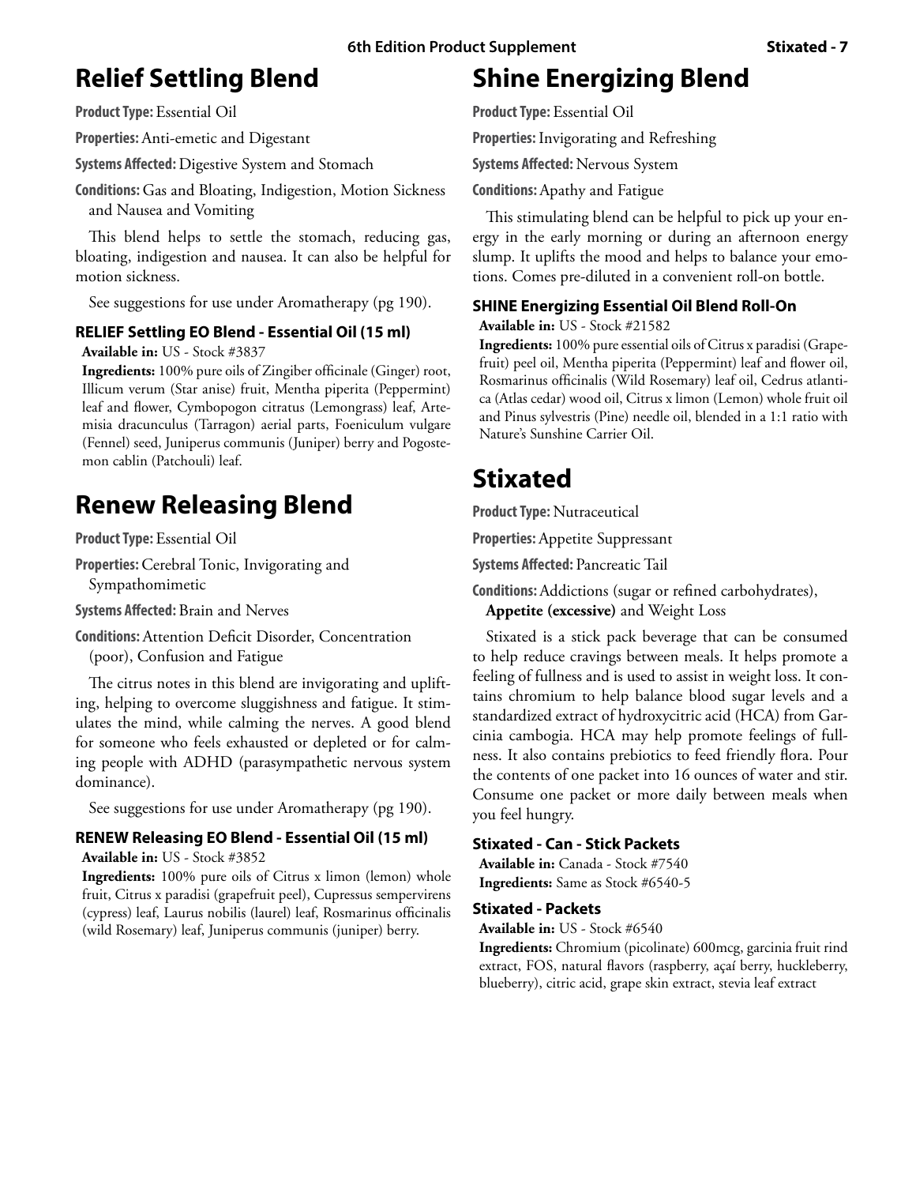# Relief Settling Blend

**Product Type:** Essential Oil

**Properties:** Anti-emetic and Digestant

**Systems Affected:** Digestive System and Stomach

**Conditions:** Gas and Bloating, Indigestion, Motion Sickness and Nausea and Vomiting

This blend helps to settle the stomach, reducing gas, bloating, indigestion and nausea. It can also be helpful for motion sickness.

See suggestions for use under Aromatherapy (pg 190).

### RELIEF Settling EO Blend - Essential Oil (15 ml)

**Available in:** US - Stock #3837

**Ingredients:** 100% pure oils of Zingiber officinale (Ginger) root, Illicum verum (Star anise) fruit, Mentha piperita (Peppermint) leaf and flower, Cymbopogon citratus (Lemongrass) leaf, Artemisia dracunculus (Tarragon) aerial parts, Foeniculum vulgare (Fennel) seed, Juniperus communis (Juniper) berry and Pogostemon cablin (Patchouli) leaf.

# Renew Releasing Blend

**Product Type:** Essential Oil

**Properties:** Cerebral Tonic, Invigorating and Sympathomimetic

**Systems Affected:** Brain and Nerves

**Conditions:** Attention Deficit Disorder, Concentration (poor), Confusion and Fatigue

The citrus notes in this blend are invigorating and uplifting, helping to overcome sluggishness and fatigue. It stimulates the mind, while calming the nerves. A good blend for someone who feels exhausted or depleted or for calming people with ADHD (parasympathetic nervous system dominance).

See suggestions for use under Aromatherapy (pg 190).

### RENEW Releasing EO Blend - Essential Oil (15 ml)

**Available in:** US - Stock #3852

**Ingredients:** 100% pure oils of Citrus x limon (lemon) whole fruit, Citrus x paradisi (grapefruit peel), Cupressus sempervirens (cypress) leaf, Laurus nobilis (laurel) leaf, Rosmarinus officinalis (wild Rosemary) leaf, Juniperus communis (juniper) berry.

# Shine Energizing Blend

**Product Type:** Essential Oil

**Properties:** Invigorating and Refreshing

**Systems Affected:** Nervous System

**Conditions:** Apathy and Fatigue

This stimulating blend can be helpful to pick up your energy in the early morning or during an afternoon energy slump. It uplifts the mood and helps to balance your emotions. Comes pre-diluted in a convenient roll-on bottle.

### SHINE Energizing Essential Oil Blend Roll-On

**Available in:** US - Stock #21582

**Ingredients:** 100% pure essential oils of Citrus x paradisi (Grapefruit) peel oil, Mentha piperita (Peppermint) leaf and flower oil, Rosmarinus officinalis (Wild Rosemary) leaf oil, Cedrus atlantica (Atlas cedar) wood oil, Citrus x limon (Lemon) whole fruit oil and Pinus sylvestris (Pine) needle oil, blended in a 1:1 ratio with Nature's Sunshine Carrier Oil.

# Stixated

**Product Type:** Nutraceutical

**Properties:** Appetite Suppressant

**Systems Affected:** Pancreatic Tail

**Conditions:** Addictions (sugar or refined carbohydrates), **Appetite (excessive)** and Weight Loss

Stixated is a stick pack beverage that can be consumed to help reduce cravings between meals. It helps promote a feeling of fullness and is used to assist in weight loss. It contains chromium to help balance blood sugar levels and a standardized extract of hydroxycitric acid (HCA) from Garcinia cambogia. HCA may help promote feelings of fullness. It also contains prebiotics to feed friendly flora. Pour the contents of one packet into 16 ounces of water and stir. Consume one packet or more daily between meals when you feel hungry.

### Stixated - Can - Stick Packets

**Available in:** Canada - Stock #7540

**Ingredients:** Same as Stock #6540-5

### Stixated - Packets

**Available in:** US - Stock #6540

**Ingredients:** Chromium (picolinate) 600mcg, garcinia fruit rind extract, FOS, natural flavors (raspberry, açaí berry, huckleberry, blueberry), citric acid, grape skin extract, stevia leaf extract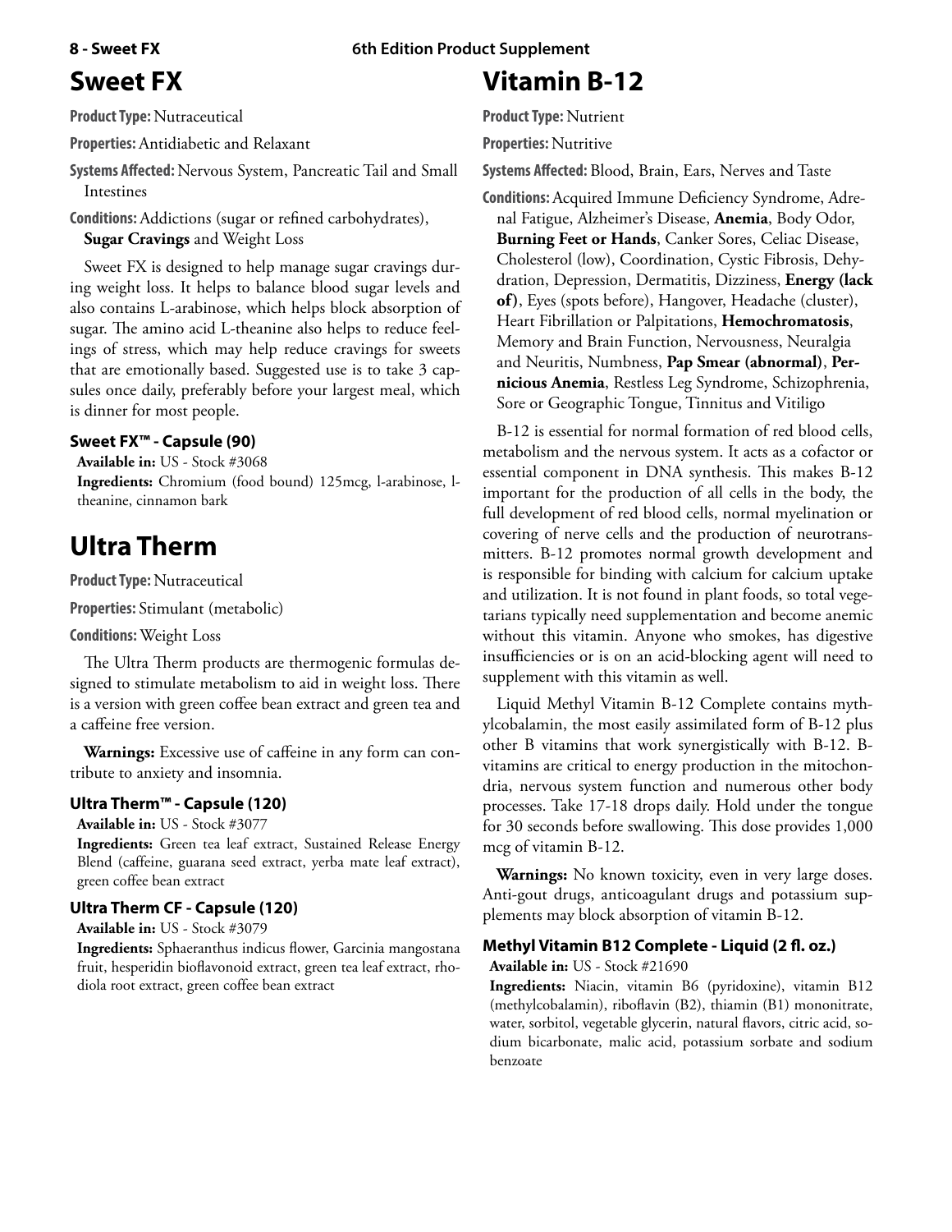# Sweet FX

**Product Type:** Nutraceutical

**Properties:** Antidiabetic and Relaxant

**Systems Affected:** Nervous System, Pancreatic Tail and Small Intestines

**Conditions:** Addictions (sugar or refined carbohydrates), **Sugar Cravings** and Weight Loss

Sweet FX is designed to help manage sugar cravings during weight loss. It helps to balance blood sugar levels and also contains L-arabinose, which helps block absorption of sugar. The amino acid L-theanine also helps to reduce feelings of stress, which may help reduce cravings for sweets that are emotionally based. Suggested use is to take 3 capsules once daily, preferably before your largest meal, which is dinner for most people.

### Sweet FX™ - Capsule (90)

**Available in:** US - Stock #3068
**Ingredients:** Chromium (food bound) 125mcg, l-arabinose, l-theanine, cinnamon bark

# Ultra Therm

**Product Type:** Nutraceutical

**Properties:** Stimulant (metabolic)

**Conditions:** Weight Loss

The Ultra Therm products are thermogenic formulas designed to stimulate metabolism to aid in weight loss. There is a version with green coffee bean extract and green tea and a caffeine free version.

**Warnings:** Excessive use of caffeine in any form can contribute to anxiety and insomnia.

### Ultra Therm™ - Capsule (120)

**Available in:** US - Stock #3077
**Ingredients:** Green tea leaf extract, Sustained Release Energy Blend (caffeine, guarana seed extract, yerba mate leaf extract), green coffee bean extract

### Ultra Therm CF - Capsule (120)

**Available in:** US - Stock #3079
**Ingredients:** Sphaeranthus indicus flower, Garcinia mangostana fruit, hesperidin bioflavonoid extract, green tea leaf extract, rhodiola root extract, green coffee bean extract

# Vitamin B-12

**Product Type:** Nutrient

**Properties:** Nutritive

**Systems Affected:** Blood, Brain, Ears, Nerves and Taste

**Conditions:** Acquired Immune Deficiency Syndrome, Adrenal Fatigue, Alzheimer's Disease, **Anemia**, Body Odor, **Burning Feet or Hands**, Canker Sores, Celiac Disease, Cholesterol (low), Coordination, Cystic Fibrosis, Dehydration, Depression, Dermatitis, Dizziness, **Energy (lack of)**, Eyes (spots before), Hangover, Headache (cluster), Heart Fibrillation or Palpitations, **Hemochromatosis**, Memory and Brain Function, Nervousness, Neuralgia and Neuritis, Numbness, **Pap Smear (abnormal)**, **Pernicious Anemia**, Restless Leg Syndrome, Schizophrenia, Sore or Geographic Tongue, Tinnitus and Vitiligo

B-12 is essential for normal formation of red blood cells, metabolism and the nervous system. It acts as a cofactor or essential component in DNA synthesis. This makes B-12 important for the production of all cells in the body, the full development of red blood cells, normal myelination or covering of nerve cells and the production of neurotransmitters. B-12 promotes normal growth development and is responsible for binding with calcium for calcium uptake and utilization. It is not found in plant foods, so total vegetarians typically need supplementation and become anemic without this vitamin. Anyone who smokes, has digestive insufficiencies or is on an acid-blocking agent will need to supplement with this vitamin as well.

Liquid Methyl Vitamin B-12 Complete contains mythylcobalamin, the most easily assimilated form of B-12 plus other B vitamins that work synergistically with B-12. B-vitamins are critical to energy production in the mitochondria, nervous system function and numerous other body processes. Take 17-18 drops daily. Hold under the tongue for 30 seconds before swallowing. This dose provides 1,000 mcg of vitamin B-12.

**Warnings:** No known toxicity, even in very large doses. Anti-gout drugs, anticoagulant drugs and potassium supplements may block absorption of vitamin B-12.

### Methyl Vitamin B12 Complete - Liquid (2 fl. oz.)

**Available in:** US - Stock #21690
**Ingredients:** Niacin, vitamin B6 (pyridoxine), vitamin B12 (methylcobalamin), riboflavin (B2), thiamin (B1) mononitrate, water, sorbitol, vegetable glycerin, natural flavors, citric acid, sodium bicarbonate, malic acid, potassium sorbate and sodium benzoate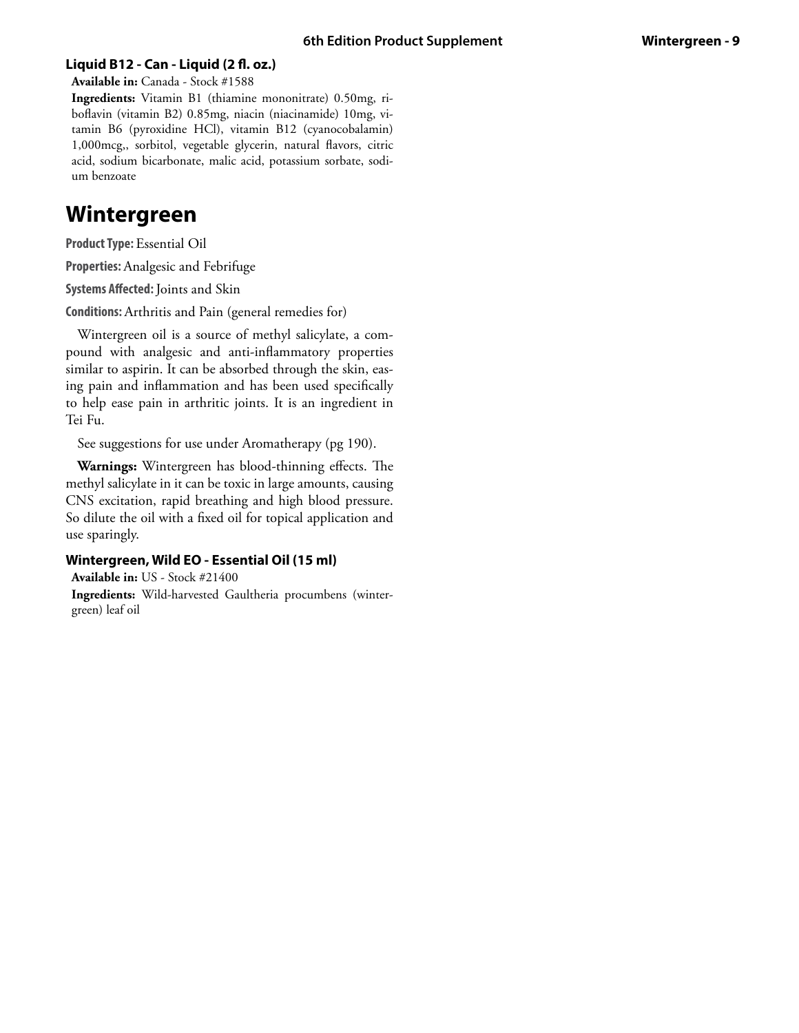### Liquid B12 - Can - Liquid (2 fl. oz.)

**Available in:** Canada - Stock #1588

**Ingredients:** Vitamin B1 (thiamine mononitrate) 0.50mg, riboflavin (vitamin B2) 0.85mg, niacin (niacinamide) 10mg, vitamin B6 (pyroxidine HCl), vitamin B12 (cyanocobalamin) 1,000mcg,, sorbitol, vegetable glycerin, natural flavors, citric acid, sodium bicarbonate, malic acid, potassium sorbate, sodium benzoate

# Wintergreen

**Product Type:** Essential Oil

**Properties:** Analgesic and Febrifuge

**Systems Affected:** Joints and Skin

**Conditions:** Arthritis and Pain (general remedies for)

Wintergreen oil is a source of methyl salicylate, a compound with analgesic and anti-inflammatory properties similar to aspirin. It can be absorbed through the skin, easing pain and inflammation and has been used specifically to help ease pain in arthritic joints. It is an ingredient in Tei Fu.

See suggestions for use under Aromatherapy (pg 190).

**Warnings:** Wintergreen has blood-thinning effects. The methyl salicylate in it can be toxic in large amounts, causing CNS excitation, rapid breathing and high blood pressure. So dilute the oil with a fixed oil for topical application and use sparingly.

### Wintergreen, Wild EO - Essential Oil (15 ml)

**Available in:** US - Stock #21400

**Ingredients:** Wild-harvested Gaultheria procumbens (wintergreen) leaf oil